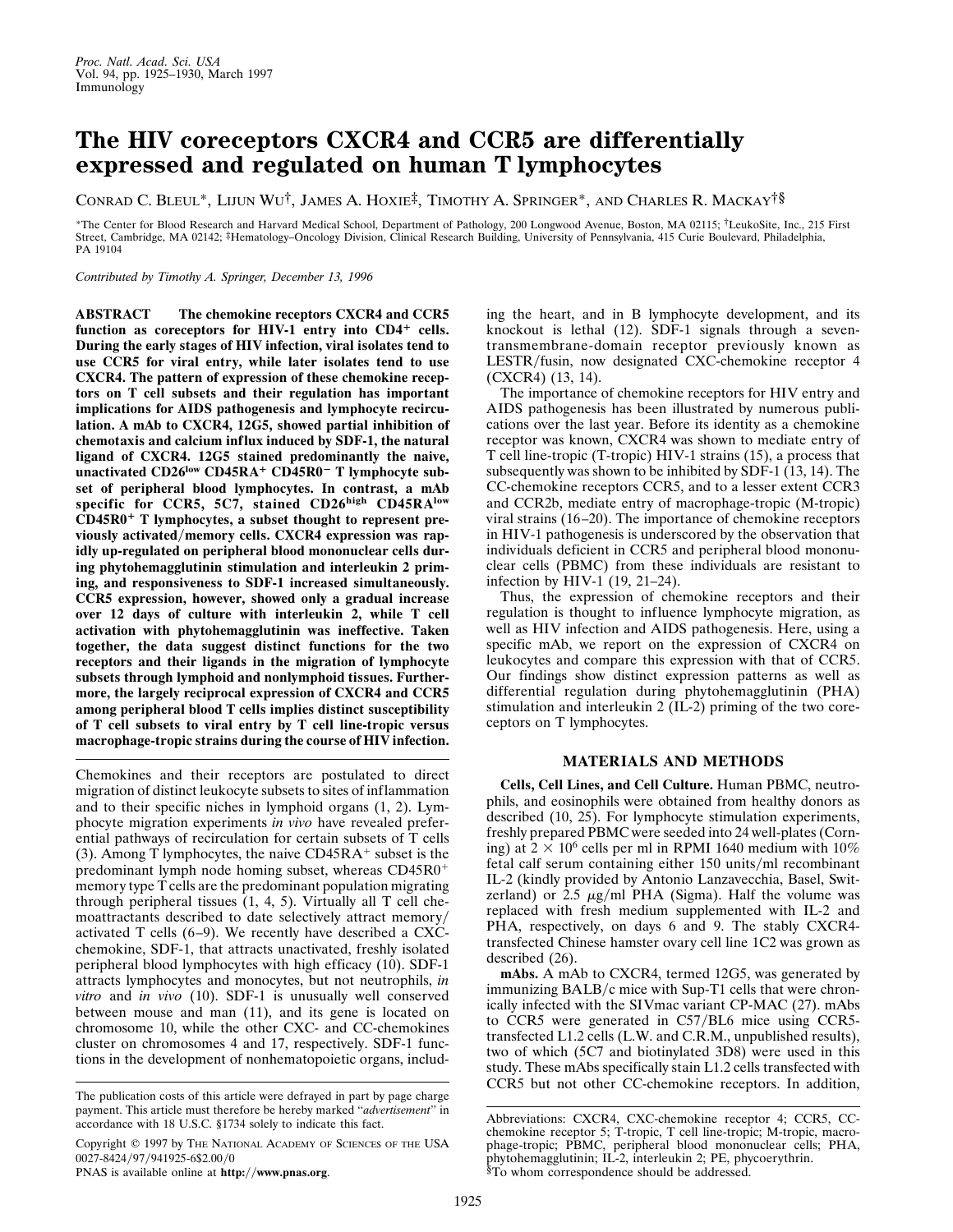# The HIV coreceptors CXCR4 and CCR5 are differentially expressed and regulated on human T lymphocytes

Conrad C. Bleul*, Lijun Wu†, James A. Hoxie‡, Timothy A. Springer*, and Charles R. Mackay†§

*The Center for Blood Research and Harvard Medical School, Department of Pathology, 200 Longwood Avenue, Boston, MA 02115; †LeukoSite, Inc., 215 First Street, Cambridge, MA 02142; ‡Hematology–Oncology Division, Clinical Research Building, University of Pennsylvania, 415 Curie Boulevard, Philadelphia, PA 19104

*Contributed by Timothy A. Springer, December 13, 1996*

**ABSTRACT** **The chemokine receptors CXCR4 and CCR5 function as coreceptors for HIV-1 entry into CD4⁺ cells. During the early stages of HIV infection, viral isolates tend to use CCR5 for viral entry, while later isolates tend to use CXCR4. The pattern of expression of these chemokine receptors on T cell subsets and their regulation has important implications for AIDS pathogenesis and lymphocyte recirculation. A mAb to CXCR4, 12G5, showed partial inhibition of chemotaxis and calcium influx induced by SDF-1, the natural ligand of CXCR4. 12G5 stained predominantly the naive, unactivated CD26$^{low}$ CD45RA⁺ CD45R0⁻ T lymphocyte subset of peripheral blood lymphocytes. In contrast, a mAb specific for CCR5, 5C7, stained CD26$^{high}$ CD45RA$^{low}$ CD45R0⁺ T lymphocytes, a subset thought to represent previously activated/memory cells. CXCR4 expression was rapidly up-regulated on peripheral blood mononuclear cells during phytohemagglutinin stimulation and interleukin 2 priming, and responsiveness to SDF-1 increased simultaneously. CCR5 expression, however, showed only a gradual increase over 12 days of culture with interleukin 2, while T cell activation with phytohemagglutinin was ineffective. Taken together, the data suggest distinct functions for the two receptors and their ligands in the migration of lymphocyte subsets through lymphoid and nonlymphoid tissues. Furthermore, the largely reciprocal expression of CXCR4 and CCR5 among peripheral blood T cells implies distinct susceptibility of T cell subsets to viral entry by T cell line-tropic versus macrophage-tropic strains during the course of HIV infection.**

Chemokines and their receptors are postulated to direct migration of distinct leukocyte subsets to sites of inflammation and to their specific niches in lymphoid organs (1, 2). Lymphocyte migration experiments *in vivo* have revealed preferential pathways of recirculation for certain subsets of T cells (3). Among T lymphocytes, the naive CD45RA⁺ subset is the predominant lymph node homing subset, whereas CD45R0⁺ memory type T cells are the predominant population migrating through peripheral tissues (1, 4, 5). Virtually all T cell chemoattractants described to date selectively attract memory/activated T cells (6–9). We recently have described a CXC-chemokine, SDF-1, that attracts unactivated, freshly isolated peripheral blood lymphocytes with high efficacy (10). SDF-1 attracts lymphocytes and monocytes, but not neutrophils, *in vitro* and *in vivo* (10). SDF-1 is unusually well conserved between mouse and man (11), and its gene is located on chromosome 10, while the other CXC- and CC-chemokines cluster on chromosomes 4 and 17, respectively. SDF-1 functions in the development of nonhematopoietic organs, including the heart, and in B lymphocyte development, and its knockout is lethal (12). SDF-1 signals through a seven-transmembrane-domain receptor previously known as LESTR/fusin, now designated CXC-chemokine receptor 4 (CXCR4) (13, 14).

The importance of chemokine receptors for HIV entry and AIDS pathogenesis has been illustrated by numerous publications over the last year. Before its identity as a chemokine receptor was known, CXCR4 was shown to mediate entry of T cell line-tropic (T-tropic) HIV-1 strains (15), a process that subsequently was shown to be inhibited by SDF-1 (13, 14). The CC-chemokine receptors CCR5, and to a lesser extent CCR3 and CCR2b, mediate entry of macrophage-tropic (M-tropic) viral strains (16–20). The importance of chemokine receptors in HIV-1 pathogenesis is underscored by the observation that individuals deficient in CCR5 and peripheral blood mononuclear cells (PBMC) from these individuals are resistant to infection by HIV-1 (19, 21–24).

Thus, the expression of chemokine receptors and their regulation is thought to influence lymphocyte migration, as well as HIV infection and AIDS pathogenesis. Here, using a specific mAb, we report on the expression of CXCR4 on leukocytes and compare this expression with that of CCR5. Our findings show distinct expression patterns as well as differential regulation during phytohemagglutinin (PHA) stimulation and interleukin 2 (IL-2) priming of the two coreceptors on T lymphocytes.

## MATERIALS AND METHODS

**Cells, Cell Lines, and Cell Culture.** Human PBMC, neutrophils, and eosinophils were obtained from healthy donors as described (10, 25). For lymphocyte stimulation experiments, freshly prepared PBMC were seeded into 24 well-plates (Corning) at $2 \times 10^6$ cells per ml in RPMI 1640 medium with 10% fetal calf serum containing either 150 units/ml recombinant IL-2 (kindly provided by Antonio Lanzavecchia, Basel, Switzerland) or 2.5 $\mu$g/ml PHA (Sigma). Half the volume was replaced with fresh medium supplemented with IL-2 and PHA, respectively, on days 6 and 9. The stably CXCR4-transfected Chinese hamster ovary cell line 1C2 was grown as described (26).

**mAbs.** A mAb to CXCR4, termed 12G5, was generated by immunizing BALB/c mice with Sup-T1 cells that were chronically infected with the SIVmac variant CP-MAC (27). mAbs to CCR5 were generated in C57/BL6 mice using CCR5-transfected L1.2 cells (L.W. and C.R.M., unpublished results), two of which (5C7 and biotinylated 3D8) were used in this study. These mAbs specifically stain L1.2 cells transfected with CCR5 but not other CC-chemokine receptors. In addition,

The publication costs of this article were defrayed in part by page charge payment. This article must therefore be hereby marked "*advertisement*" in accordance with 18 U.S.C. §1734 solely to indicate this fact.

Copyright © 1997 by The National Academy of Sciences of the USA 0027-8424/97/941925-6$2.00/0

PNAS is available online at **http://www.pnas.org**.

Abbreviations: CXCR4, CXC-chemokine receptor 4; CCR5, CC-chemokine receptor 5; T-tropic, T cell line-tropic; M-tropic, macrophage-tropic; PBMC, peripheral blood mononuclear cells; PHA, phytohemagglutinin; IL-2, interleukin 2; PE, phycoerythrin.

§To whom correspondence should be addressed.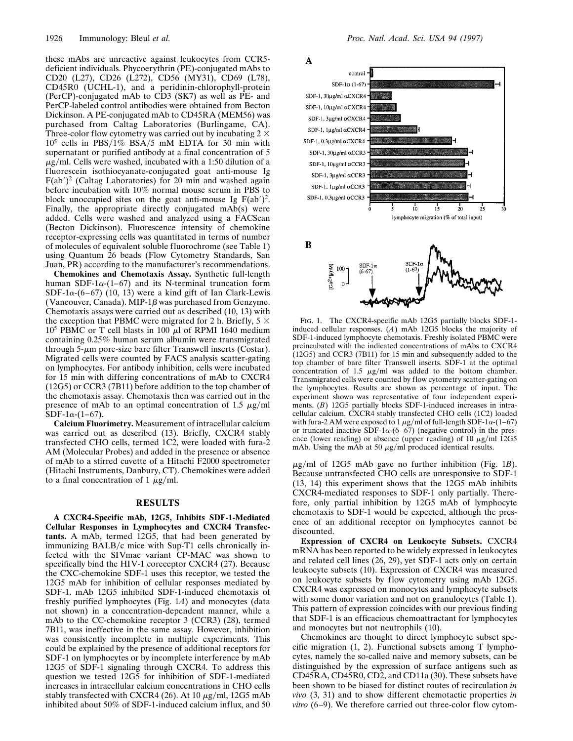these mAbs are unreactive against leukocytes from CCR5-deficient individuals. Phycoerythrin (PE)-conjugated mAbs to CD20 (L27), CD26 (L272), CD56 (MY31), CD69 (L78), CD45R0 (UCHL-1), and a peridinin-chlorophyll-protein (PerCP)-conjugated mAb to CD3 (SK7) as well as PE- and PerCP-labeled control antibodies were obtained from Becton Dickinson. A PE-conjugated mAb to CD45RA (MEM56) was purchased from Caltag Laboratories (Burlingame, CA). Three-color flow cytometry was carried out by incubating $2 \times 10^5$ cells in PBS/1% BSA/5 mM EDTA for 30 min with supernatant or purified antibody at a final concentration of 5 $\mu$g/ml. Cells were washed, incubated with a 1:50 dilution of a fluorescein isothiocyanate-conjugated goat anti-mouse Ig $F(ab')^2$ (Caltag Laboratories) for 20 min and washed again before incubation with 10% normal mouse serum in PBS to block unoccupied sites on the goat anti-mouse Ig $F(ab')^2$. Finally, the appropriate directly conjugated mAb(s) were added. Cells were washed and analyzed using a FACScan (Becton Dickinson). Fluorescence intensity of chemokine receptor-expressing cells was quantitated in terms of number of molecules of equivalent soluble fluorochrome (see Table 1) using Quantum 26 beads (Flow Cytometry Standards, San Juan, PR) according to the manufacturer's recommendations.

**Chemokines and Chemotaxis Assay.** Synthetic full-length human SDF-1$\alpha$-(1–67) and its N-terminal truncation form SDF-1$\alpha$-(6–67) (10, 13) were a kind gift of Ian Clark-Lewis (Vancouver, Canada). MIP-1$\beta$ was purchased from Genzyme. Chemotaxis assays were carried out as described (10, 13) with the exception that PBMC were migrated for 2 h. Briefly, $5 \times 10^5$ PBMC or T cell blasts in 100 $\mu$l of RPMI 1640 medium containing 0.25% human serum albumin were transmigrated through 5-$\mu$m pore-size bare filter Transwell inserts (Costar). Migrated cells were counted by FACS analysis scatter-gating on lymphocytes. For antibody inhibition, cells were incubated for 15 min with differing concentrations of mAb to CXCR4 (12G5) or CCR3 (7B11) before addition to the top chamber of the chemotaxis assay. Chemotaxis then was carried out in the presence of mAb to an optimal concentration of 1.5 $\mu$g/ml SDF-1$\alpha$-(1–67).

**Calcium Fluorimetry.** Measurement of intracellular calcium was carried out as described (13). Briefly, CXCR4 stably transfected CHO cells, termed 1C2, were loaded with fura-2 AM (Molecular Probes) and added in the presence or absence of mAb to a stirred cuvette of a Hitachi F2000 spectrometer (Hitachi Instruments, Danbury, CT). Chemokines were added to a final concentration of 1 $\mu$g/ml.

## RESULTS

**A CXCR4-Specific mAb, 12G5, Inhibits SDF-1-Mediated Cellular Responses in Lymphocytes and CXCR4 Transfectants.** A mAb, termed 12G5, that had been generated by immunizing BALB/c mice with Sup-T1 cells chronically infected with the SIVmac variant CP-MAC was shown to specifically bind the HIV-1 coreceptor CXCR4 (27). Because the CXC-chemokine SDF-1 uses this receptor, we tested the 12G5 mAb for inhibition of cellular responses mediated by SDF-1. mAb 12G5 inhibited SDF-1-induced chemotaxis of freshly purified lymphocytes (Fig. 1*A*) and monocytes (data not shown) in a concentration-dependent manner, while a mAb to the CC-chemokine receptor 3 (CCR3) (28), termed 7B11, was ineffective in the same assay. However, inhibition was consistently incomplete in multiple experiments. This could be explained by the presence of additional receptors for SDF-1 on lymphocytes or by incomplete interference by mAb 12G5 of SDF-1 signaling through CXCR4. To address this question we tested 12G5 for inhibition of SDF-1-mediated increases in intracellular calcium concentrations in CHO cells stably transfected with CXCR4 (26). At 10 $\mu$g/ml, 12G5 mAb inhibited about 50% of SDF-1-induced calcium influx, and 50

FIG. 1. The CXCR4-specific mAb 12G5 partially blocks SDF-1-induced cellular responses. (*A*) mAb 12G5 blocks the majority of SDF-1-induced lymphocyte chemotaxis. Freshly isolated PBMC were preincubated with the indicated concentrations of mAbs to CXCR4 (12G5) and CCR3 (7B11) for 15 min and subsequently added to the top chamber of bare filter Transwell inserts. SDF-1 at the optimal concentration of 1.5 $\mu$g/ml was added to the bottom chamber. Transmigrated cells were counted by flow cytometry scatter-gating on the lymphocytes. Results are shown as percentage of input. The experiment shown was representative of four independent experiments. (*B*) 12G5 partially blocks SDF-1-induced increases in intracellular calcium. CXCR4 stably transfected CHO cells (1C2) loaded with fura-2 AM were exposed to 1 $\mu$g/ml of full-length SDF-1$\alpha$-(1–67) or truncated inactive SDF-1$\alpha$-(6–67) (negative control) in the presence (lower reading) or absence (upper reading) of 10 $\mu$g/ml 12G5 mAb. Using the mAb at 50 $\mu$g/ml produced identical results.

$\mu$g/ml of 12G5 mAb gave no further inhibition (Fig. 1*B*). Because untransfected CHO cells are unresponsive to SDF-1 (13, 14) this experiment shows that the 12G5 mAb inhibits CXCR4-mediated responses to SDF-1 only partially. Therefore, only partial inhibition by 12G5 mAb of lymphocyte chemotaxis to SDF-1 would be expected, although the presence of an additional receptor on lymphocytes cannot be discounted.

**Expression of CXCR4 on Leukocyte Subsets.** CXCR4 mRNA has been reported to be widely expressed in leukocytes and related cell lines (26, 29), yet SDF-1 acts only on certain leukocyte subsets (10). Expression of CXCR4 was measured on leukocyte subsets by flow cytometry using mAb 12G5. CXCR4 was expressed on monocytes and lymphocyte subsets with some donor variation and not on granulocytes (Table 1). This pattern of expression coincides with our previous finding that SDF-1 is an efficacious chemoattractant for lymphocytes and monocytes but not neutrophils (10).

Chemokines are thought to direct lymphocyte subset specific migration (1, 2). Functional subsets among T lymphocytes, namely the so-called naive and memory subsets, can be distinguished by the expression of surface antigens such as CD45RA, CD45R0, CD2, and CD11a (30). These subsets have been shown to be biased for distinct routes of recirculation *in vivo* (3, 31) and to show different chemotactic properties *in vitro* (6–9). We therefore carried out three-color flow cytom-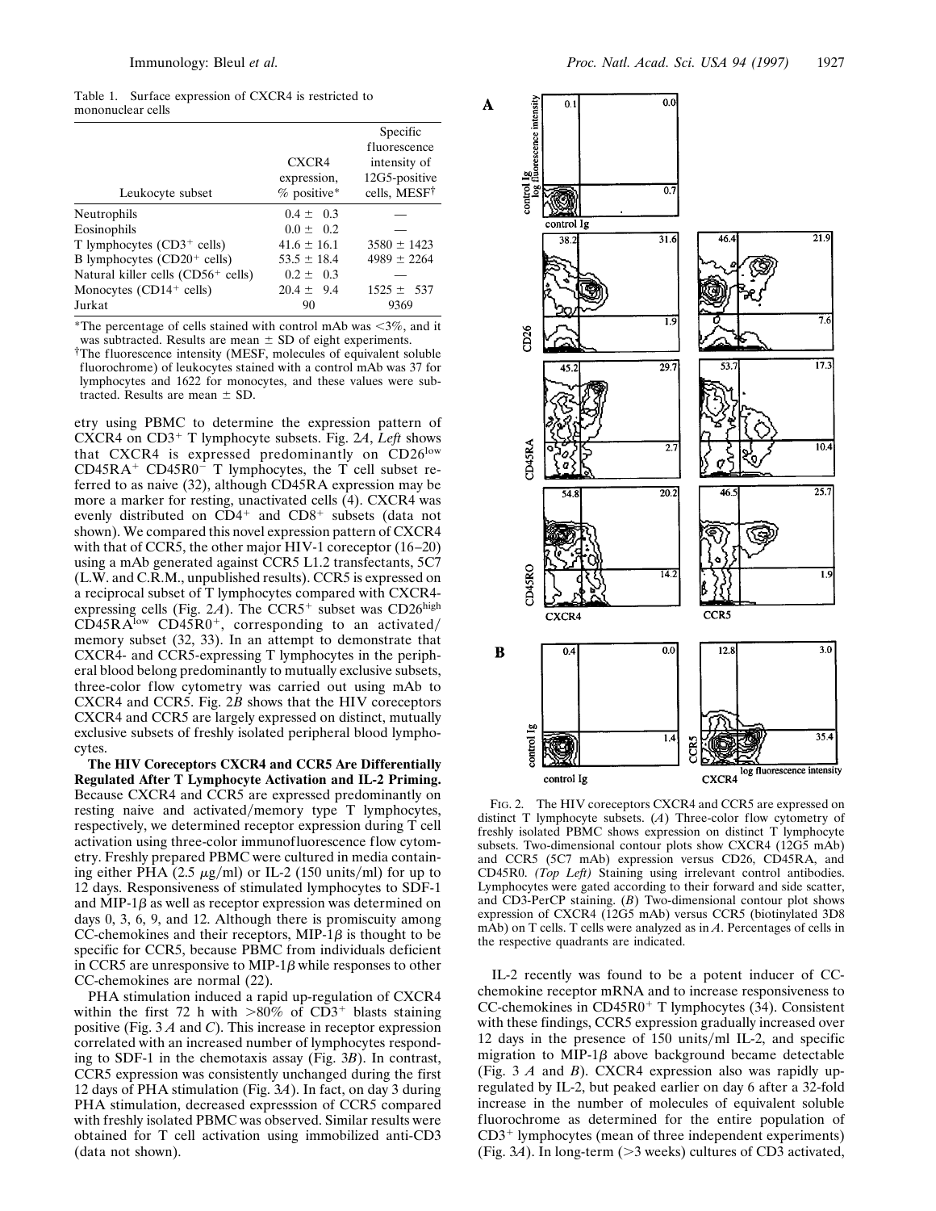Table 1. Surface expression of CXCR4 is restricted to mononuclear cells

| Leukocyte subset | CXCR4 expression, % positive* | Specific fluorescence intensity of 12G5-positive cells, MESF† |
|---|---|---|
| Neutrophils | 0.4 ± 0.3 | — |
| Eosinophils | 0.0 ± 0.2 | — |
| T lymphocytes (CD3$^+$ cells) | 41.6 ± 16.1 | 3580 ± 1423 |
| B lymphocytes (CD20$^+$ cells) | 53.5 ± 18.4 | 4989 ± 2264 |
| Natural killer cells (CD56$^+$ cells) | 0.2 ± 0.3 | — |
| Monocytes (CD14$^+$ cells) | 20.4 ± 9.4 | 1525 ± 537 |
| Jurkat | 90 | 9369 |

*The percentage of cells stained with control mAb was <3%, and it was subtracted. Results are mean ± SD of eight experiments.

†The fluorescence intensity (MESF, molecules of equivalent soluble fluorochrome) of leukocytes stained with a control mAb was 37 for lymphocytes and 1622 for monocytes, and these values were subtracted. Results are mean ± SD.

etry using PBMC to determine the expression pattern of CXCR4 on CD3$^+$ T lymphocyte subsets. Fig. 2*A*, *Left* shows that CXCR4 is expressed predominantly on CD26$^{low}$ CD45RA$^+$ CD45R0$^-$ T lymphocytes, the T cell subset referred to as naive (32), although CD45RA expression may be more a marker for resting, unactivated cells (4). CXCR4 was evenly distributed on CD4$^+$ and CD8$^+$ subsets (data not shown). We compared this novel expression pattern of CXCR4 with that of CCR5, the other major HIV-1 coreceptor (16–20) using a mAb generated against CCR5 L1.2 transfectants, 5C7 (L.W. and C.R.M., unpublished results). CCR5 is expressed on a reciprocal subset of T lymphocytes compared with CXCR4-expressing cells (Fig. 2*A*). The CCR5$^+$ subset was CD26$^{high}$ CD45RA$^{low}$ CD45R0$^+$, corresponding to an activated/memory subset (32, 33). In an attempt to demonstrate that CXCR4- and CCR5-expressing T lymphocytes in the peripheral blood belong predominantly to mutually exclusive subsets, three-color flow cytometry was carried out using mAb to CXCR4 and CCR5. Fig. 2*B* shows that the HIV coreceptors CXCR4 and CCR5 are largely expressed on distinct, mutually exclusive subsets of freshly isolated peripheral blood lymphocytes.

**The HIV Coreceptors CXCR4 and CCR5 Are Differentially Regulated After T Lymphocyte Activation and IL-2 Priming.** Because CXCR4 and CCR5 are expressed predominantly on resting naive and activated/memory type T lymphocytes, respectively, we determined receptor expression during T cell activation using three-color immunofluorescence flow cytometry. Freshly prepared PBMC were cultured in media containing either PHA (2.5 μg/ml) or IL-2 (150 units/ml) for up to 12 days. Responsiveness of stimulated lymphocytes to SDF-1 and MIP-1β as well as receptor expression was determined on days 0, 3, 6, 9, and 12. Although there is promiscuity among CC-chemokines and their receptors, MIP-1β is thought to be specific for CCR5, because PBMC from individuals deficient in CCR5 are unresponsive to MIP-1β while responses to other CC-chemokines are normal (22).

PHA stimulation induced a rapid up-regulation of CXCR4 within the first 72 h with >80% of CD3$^+$ blasts staining positive (Fig. 3 *A* and *C*). This increase in receptor expression correlated with an increased number of lymphocytes responding to SDF-1 in the chemotaxis assay (Fig. 3*B*). In contrast, CCR5 expression was consistently unchanged during the first 12 days of PHA stimulation (Fig. 3*A*). In fact, on day 3 during PHA stimulation, decreased expresssion of CCR5 compared with freshly isolated PBMC was observed. Similar results were obtained for T cell activation using immobilized anti-CD3 (data not shown).

FIG. 2. The HIV coreceptors CXCR4 and CCR5 are expressed on distinct T lymphocyte subsets. (*A*) Three-color flow cytometry of freshly isolated PBMC shows expression on distinct T lymphocyte subsets. Two-dimensional contour plots show CXCR4 (12G5 mAb) and CCR5 (5C7 mAb) expression versus CD26, CD45RA, and CD45R0. *(Top Left)* Staining using irrelevant control antibodies. Lymphocytes were gated according to their forward and side scatter, and CD3-PerCP staining. (*B*) Two-dimensional contour plot shows expression of CXCR4 (12G5 mAb) versus CCR5 (biotinylated 3D8 mAb) on T cells. T cells were analyzed as in *A*. Percentages of cells in the respective quadrants are indicated.

IL-2 recently was found to be a potent inducer of CC-chemokine receptor mRNA and to increase responsiveness to CC-chemokines in CD45R0$^+$ T lymphocytes (34). Consistent with these findings, CCR5 expression gradually increased over 12 days in the presence of 150 units/ml IL-2, and specific migration to MIP-1β above background became detectable (Fig. 3 *A* and *B*). CXCR4 expression also was rapidly up-regulated by IL-2, but peaked earlier on day 6 after a 32-fold increase in the number of molecules of equivalent soluble fluorochrome as determined for the entire population of CD3$^+$ lymphocytes (mean of three independent experiments) (Fig. 3*A*). In long-term (>3 weeks) cultures of CD3 activated,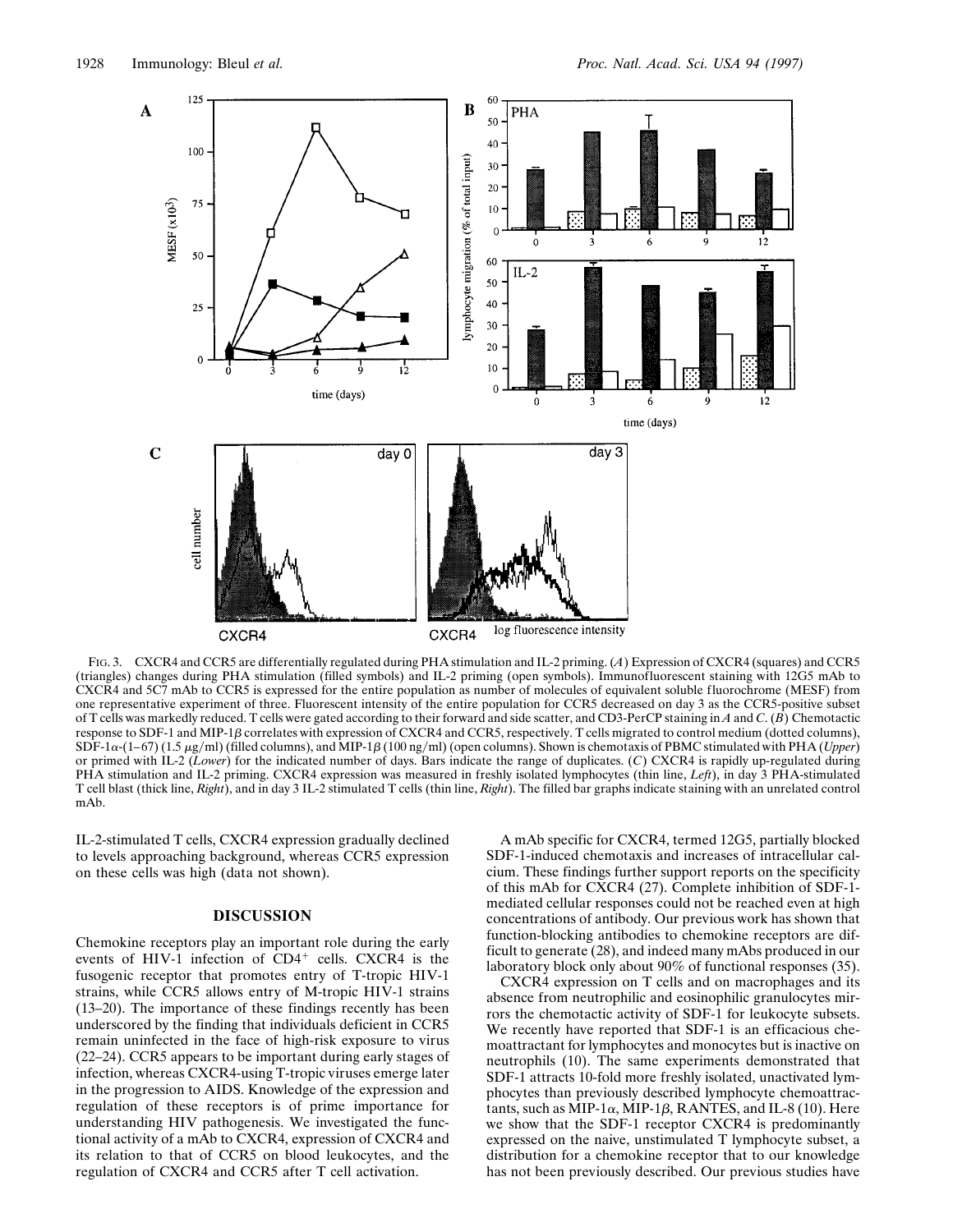Fig. 3. CXCR4 and CCR5 are differentially regulated during PHA stimulation and IL-2 priming. (*A*) Expression of CXCR4 (squares) and CCR5 (triangles) changes during PHA stimulation (filled symbols) and IL-2 priming (open symbols). Immunofluorescent staining with 12G5 mAb to CXCR4 and 5C7 mAb to CCR5 is expressed for the entire population as number of molecules of equivalent soluble fluorochrome (MESF) from one representative experiment of three. Fluorescent intensity of the entire population for CCR5 decreased on day 3 as the CCR5-positive subset of T cells was markedly reduced. T cells were gated according to their forward and side scatter, and CD3-PerCP staining in *A* and *C*. (*B*) Chemotactic response to SDF-1 and MIP-1$\beta$ correlates with expression of CXCR4 and CCR5, respectively. T cells migrated to control medium (dotted columns), SDF-1$\alpha$-(1–67) (1.5 $\mu$g/ml) (filled columns), and MIP-1$\beta$ (100 ng/ml) (open columns). Shown is chemotaxis of PBMC stimulated with PHA (*Upper*) or primed with IL-2 (*Lower*) for the indicated number of days. Bars indicate the range of duplicates. (*C*) CXCR4 is rapidly up-regulated during PHA stimulation and IL-2 priming. CXCR4 expression was measured in freshly isolated lymphocytes (thin line, *Left*), in day 3 PHA-stimulated T cell blast (thick line, *Right*), and in day 3 IL-2 stimulated T cells (thin line, *Right*). The filled bar graphs indicate staining with an unrelated control mAb.

IL-2-stimulated T cells, CXCR4 expression gradually declined to levels approaching background, whereas CCR5 expression on these cells was high (data not shown).

## DISCUSSION

Chemokine receptors play an important role during the early events of HIV-1 infection of CD4$^+$ cells. CXCR4 is the fusogenic receptor that promotes entry of T-tropic HIV-1 strains, while CCR5 allows entry of M-tropic HIV-1 strains (13–20). The importance of these findings recently has been underscored by the finding that individuals deficient in CCR5 remain uninfected in the face of high-risk exposure to virus (22–24). CCR5 appears to be important during early stages of infection, whereas CXCR4-using T-tropic viruses emerge later in the progression to AIDS. Knowledge of the expression and regulation of these receptors is of prime importance for understanding HIV pathogenesis. We investigated the functional activity of a mAb to CXCR4, expression of CXCR4 and its relation to that of CCR5 on blood leukocytes, and the regulation of CXCR4 and CCR5 after T cell activation.

A mAb specific for CXCR4, termed 12G5, partially blocked SDF-1-induced chemotaxis and increases of intracellular calcium. These findings further support reports on the specificity of this mAb for CXCR4 (27). Complete inhibition of SDF-1-mediated cellular responses could not be reached even at high concentrations of antibody. Our previous work has shown that function-blocking antibodies to chemokine receptors are difficult to generate (28), and indeed many mAbs produced in our laboratory block only about 90% of functional responses (35).

CXCR4 expression on T cells and on macrophages and its absence from neutrophilic and eosinophilic granulocytes mirrors the chemotactic activity of SDF-1 for leukocyte subsets. We recently have reported that SDF-1 is an efficacious chemoattractant for lymphocytes and monocytes but is inactive on neutrophils (10). The same experiments demonstrated that SDF-1 attracts 10-fold more freshly isolated, unactivated lymphocytes than previously described lymphocyte chemoattractants, such as MIP-1$\alpha$, MIP-1$\beta$, RANTES, and IL-8 (10). Here we show that the SDF-1 receptor CXCR4 is predominantly expressed on the naive, unstimulated T lymphocyte subset, a distribution for a chemokine receptor that to our knowledge has not been previously described. Our previous studies have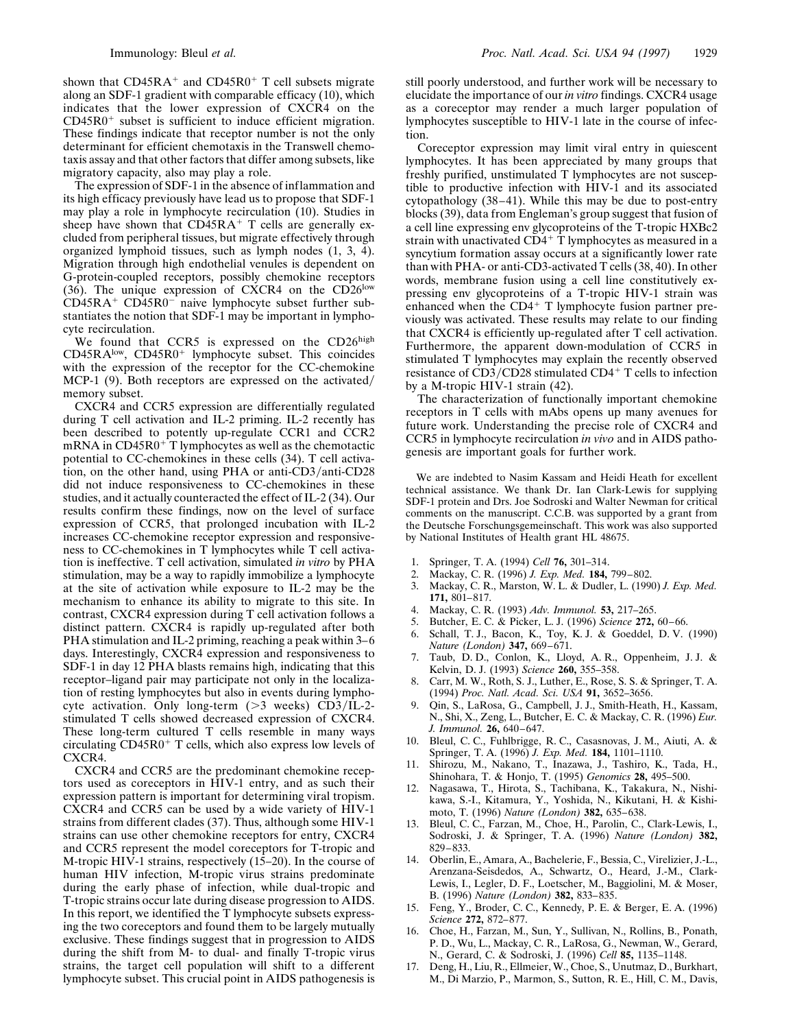shown that $CD45RA^+$ and $CD45R0^+$ T cell subsets migrate along an SDF-1 gradient with comparable efficacy (10), which indicates that the lower expression of CXCR4 on the $CD45R0^+$ subset is sufficient to induce efficient migration. These findings indicate that receptor number is not the only determinant for efficient chemotaxis in the Transwell chemotaxis assay and that other factors that differ among subsets, like migratory capacity, also may play a role.

The expression of SDF-1 in the absence of inflammation and its high efficacy previously have lead us to propose that SDF-1 may play a role in lymphocyte recirculation (10). Studies in sheep have shown that $CD45RA^+$ T cells are generally excluded from peripheral tissues, but migrate effectively through organized lymphoid tissues, such as lymph nodes (1, 3, 4). Migration through high endothelial venules is dependent on G-protein-coupled receptors, possibly chemokine receptors (36). The unique expression of CXCR4 on the $CD26^{low}$ $CD45RA^+$ $CD45R0^-$ naive lymphocyte subset further substantiates the notion that SDF-1 may be important in lymphocyte recirculation.

We found that CCR5 is expressed on the $CD26^{high}$ $CD45RA^{low}$, $CD45R0^+$ lymphocyte subset. This coincides with the expression of the receptor for the CC-chemokine MCP-1 (9). Both receptors are expressed on the activated/memory subset.

CXCR4 and CCR5 expression are differentially regulated during T cell activation and IL-2 priming. IL-2 recently has been described to potently up-regulate CCR1 and CCR2 mRNA in $CD45R0^+$ T lymphocytes as well as the chemotactic potential to CC-chemokines in these cells (34). T cell activation, on the other hand, using PHA or anti-CD3/anti-CD28 did not induce responsiveness to CC-chemokines in these studies, and it actually counteracted the effect of IL-2 (34). Our results confirm these findings, now on the level of surface expression of CCR5, that prolonged incubation with IL-2 increases CC-chemokine receptor expression and responsiveness to CC-chemokines in T lymphocytes while T cell activation is ineffective. T cell activation, simulated *in vitro* by PHA stimulation, may be a way to rapidly immobilize a lymphocyte at the site of activation while exposure to IL-2 may be the mechanism to enhance its ability to migrate to this site. In contrast, CXCR4 expression during T cell activation follows a distinct pattern. CXCR4 is rapidly up-regulated after both PHA stimulation and IL-2 priming, reaching a peak within 3–6 days. Interestingly, CXCR4 expression and responsiveness to SDF-1 in day 12 PHA blasts remains high, indicating that this receptor–ligand pair may participate not only in the localization of resting lymphocytes but also in events during lymphocyte activation. Only long-term (>3 weeks) CD3/IL-2-stimulated T cells showed decreased expression of CXCR4. These long-term cultured T cells resemble in many ways circulating $CD45R0^+$ T cells, which also express low levels of CXCR4.

CXCR4 and CCR5 are the predominant chemokine receptors used as coreceptors in HIV-1 entry, and as such their expression pattern is important for determining viral tropism. CXCR4 and CCR5 can be used by a wide variety of HIV-1 strains from different clades (37). Thus, although some HIV-1 strains can use other chemokine receptors for entry, CXCR4 and CCR5 represent the model coreceptors for T-tropic and M-tropic HIV-1 strains, respectively (15–20). In the course of human HIV infection, M-tropic virus strains predominate during the early phase of infection, while dual-tropic and T-tropic strains occur late during disease progression to AIDS. In this report, we identified the T lymphocyte subsets expressing the two coreceptors and found them to be largely mutually exclusive. These findings suggest that in progression to AIDS during the shift from M- to dual- and finally T-tropic virus strains, the target cell population will shift to a different lymphocyte subset. This crucial point in AIDS pathogenesis is still poorly understood, and further work will be necessary to elucidate the importance of our *in vitro* findings. CXCR4 usage as a coreceptor may render a much larger population of lymphocytes susceptible to HIV-1 late in the course of infection.

Coreceptor expression may limit viral entry in quiescent lymphocytes. It has been appreciated by many groups that freshly purified, unstimulated T lymphocytes are not susceptible to productive infection with HIV-1 and its associated cytopathology (38–41). While this may be due to post-entry blocks (39), data from Engleman's group suggest that fusion of a cell line expressing env glycoproteins of the T-tropic HXBc2 strain with unactivated $CD4^+$ T lymphocytes as measured in a syncytium formation assay occurs at a significantly lower rate than with PHA- or anti-CD3-activated T cells (38, 40). In other words, membrane fusion using a cell line constitutively expressing env glycoproteins of a T-tropic HIV-1 strain was enhanced when the $CD4^+$ T lymphocyte fusion partner previously was activated. These results may relate to our finding that CXCR4 is efficiently up-regulated after T cell activation. Furthermore, the apparent down-modulation of CCR5 in stimulated T lymphocytes may explain the recently observed resistance of CD3/CD28 stimulated $CD4^+$ T cells to infection by a M-tropic HIV-1 strain (42).

The characterization of functionally important chemokine receptors in T cells with mAbs opens up many avenues for future work. Understanding the precise role of CXCR4 and CCR5 in lymphocyte recirculation *in vivo* and in AIDS pathogenesis are important goals for further work.

We are indebted to Nasim Kassam and Heidi Heath for excellent technical assistance. We thank Dr. Ian Clark-Lewis for supplying SDF-1 protein and Drs. Joe Sodroski and Walter Newman for critical comments on the manuscript. C.C.B. was supported by a grant from the Deutsche Forschungsgemeinschaft. This work was also supported by National Institutes of Health grant HL 48675.

1. Springer, T. A. (1994) *Cell* **76,** 301–314.
2. Mackay, C. R. (1996) *J. Exp. Med.* **184,** 799–802.
3. Mackay, C. R., Marston, W. L. & Dudler, L. (1990) *J. Exp. Med.* **171,** 801–817.
4. Mackay, C. R. (1993) *Adv. Immunol.* **53,** 217–265.
5. Butcher, E. C. & Picker, L. J. (1996) *Science* **272,** 60–66.
6. Schall, T. J., Bacon, K., Toy, K. J. & Goeddel, D. V. (1990) *Nature (London)* **347,** 669–671.
7. Taub, D. D., Conlon, K., Lloyd, A. R., Oppenheim, J. J. & Kelvin, D. J. (1993) *Science* **260,** 355–358.
8. Carr, M. W., Roth, S. J., Luther, E., Rose, S. S. & Springer, T. A. (1994) *Proc. Natl. Acad. Sci. USA* **91,** 3652–3656.
9. Qin, S., LaRosa, G., Campbell, J. J., Smith-Heath, H., Kassam, N., Shi, X., Zeng, L., Butcher, E. C. & Mackay, C. R. (1996) *Eur. J. Immunol.* **26,** 640–647.
10. Bleul, C. C., Fuhlbrigge, R. C., Casasnovas, J. M., Aiuti, A. & Springer, T. A. (1996) *J. Exp. Med.* **184,** 1101–1110.
11. Shirozu, M., Nakano, T., Inazawa, J., Tashiro, K., Tada, H., Shinohara, T. & Honjo, T. (1995) *Genomics* **28,** 495–500.
12. Nagasawa, T., Hirota, S., Tachibana, K., Takakura, N., Nishikawa, S.-I., Kitamura, Y., Yoshida, N., Kikutani, H. & Kishimoto, T. (1996) *Nature (London)* **382,** 635–638.
13. Bleul, C. C., Farzan, M., Choe, H., Parolin, C., Clark-Lewis, I., Sodroski, J. & Springer, T. A. (1996) *Nature (London)* **382,** 829–833.
14. Oberlin, E., Amara, A., Bachelerie, F., Bessia, C., Virelizier, J.-L., Arenzana-Seisdedos, A., Schwartz, O., Heard, J.-M., Clark-Lewis, I., Legler, D. F., Loetscher, M., Baggiolini, M. & Moser, B. (1996) *Nature (London)* **382,** 833–835.
15. Feng, Y., Broder, C. C., Kennedy, P. E. & Berger, E. A. (1996) *Science* **272,** 872–877.
16. Choe, H., Farzan, M., Sun, Y., Sullivan, N., Rollins, B., Ponath, P. D., Wu, L., Mackay, C. R., LaRosa, G., Newman, W., Gerard, N., Gerard, C. & Sodroski, J. (1996) *Cell* **85,** 1135–1148.
17. Deng, H., Liu, R., Ellmeier, W., Choe, S., Unutmaz, D., Burkhart, M., Di Marzio, P., Marmon, S., Sutton, R. E., Hill, C. M., Davis,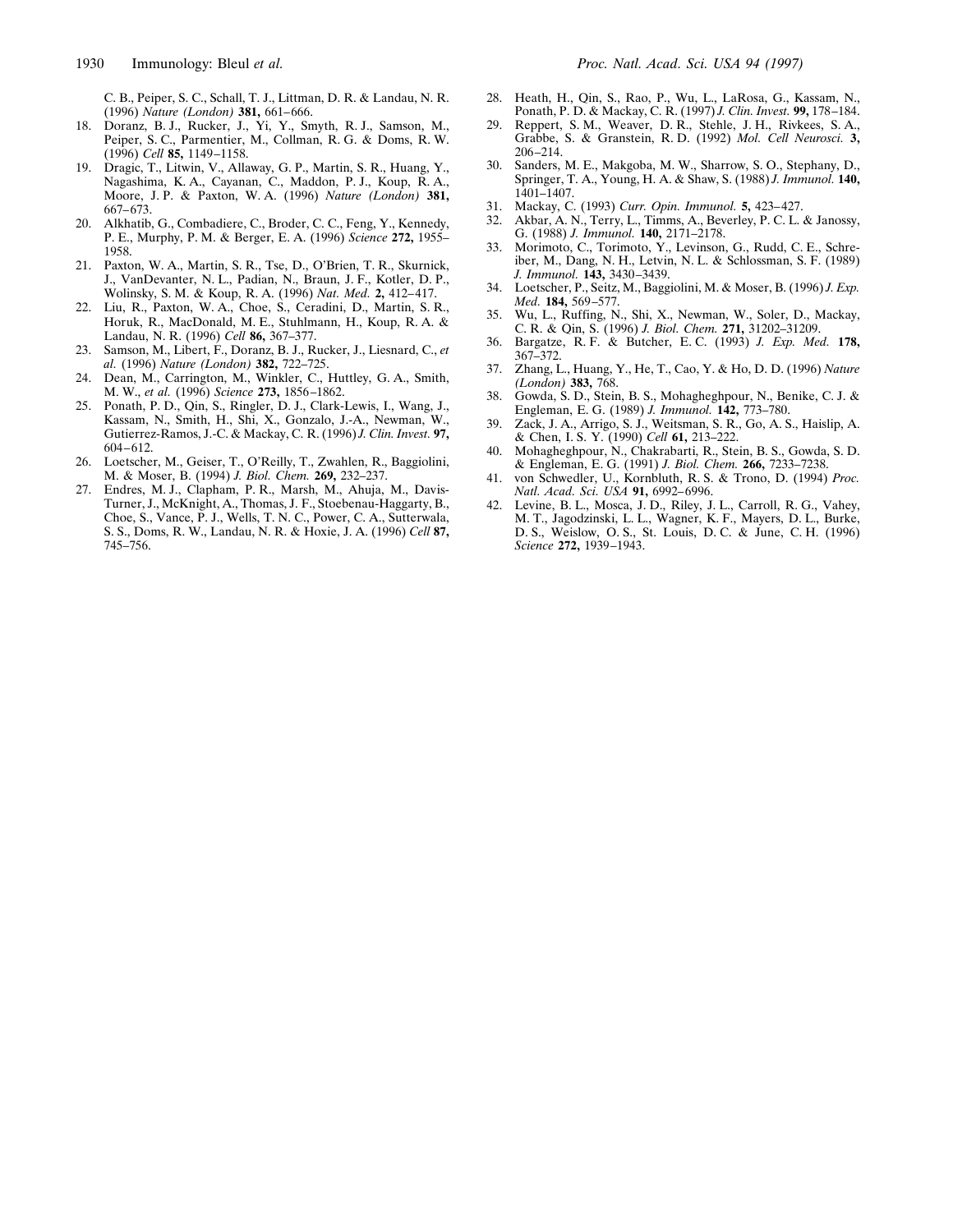C. B., Peiper, S. C., Schall, T. J., Littman, D. R. & Landau, N. R. (1996) *Nature (London)* **381,** 661–666.

18. Doranz, B. J., Rucker, J., Yi, Y., Smyth, R. J., Samson, M., Peiper, S. C., Parmentier, M., Collman, R. G. & Doms, R. W. (1996) *Cell* **85,** 1149–1158.
19. Dragic, T., Litwin, V., Allaway, G. P., Martin, S. R., Huang, Y., Nagashima, K. A., Cayanan, C., Maddon, P. J., Koup, R. A., Moore, J. P. & Paxton, W. A. (1996) *Nature (London)* **381,** 667–673.
20. Alkhatib, G., Combadiere, C., Broder, C. C., Feng, Y., Kennedy, P. E., Murphy, P. M. & Berger, E. A. (1996) *Science* **272,** 1955–1958.
21. Paxton, W. A., Martin, S. R., Tse, D., O'Brien, T. R., Skurnick, J., VanDevanter, N. L., Padian, N., Braun, J. F., Kotler, D. P., Wolinsky, S. M. & Koup, R. A. (1996) *Nat. Med.* **2,** 412–417.
22. Liu, R., Paxton, W. A., Choe, S., Ceradini, D., Martin, S. R., Horuk, R., MacDonald, M. E., Stuhlmann, H., Koup, R. A. & Landau, N. R. (1996) *Cell* **86,** 367–377.
23. Samson, M., Libert, F., Doranz, B. J., Rucker, J., Liesnard, C., *et al.* (1996) *Nature (London)* **382,** 722–725.
24. Dean, M., Carrington, M., Winkler, C., Huttley, G. A., Smith, M. W., *et al.* (1996) *Science* **273,** 1856–1862.
25. Ponath, P. D., Qin, S., Ringler, D. J., Clark-Lewis, I., Wang, J., Kassam, N., Smith, H., Shi, X., Gonzalo, J.-A., Newman, W., Gutierrez-Ramos, J.-C. & Mackay, C. R. (1996) *J. Clin. Invest.* **97,** 604–612.
26. Loetscher, M., Geiser, T., O'Reilly, T., Zwahlen, R., Baggiolini, M. & Moser, B. (1994) *J. Biol. Chem.* **269,** 232–237.
27. Endres, M. J., Clapham, P. R., Marsh, M., Ahuja, M., Davis-Turner, J., McKnight, A., Thomas, J. F., Stoebenau-Haggarty, B., Choe, S., Vance, P. J., Wells, T. N. C., Power, C. A., Sutterwala, S. S., Doms, R. W., Landau, N. R. & Hoxie, J. A. (1996) *Cell* **87,** 745–756.
28. Heath, H., Qin, S., Rao, P., Wu, L., LaRosa, G., Kassam, N., Ponath, P. D. & Mackay, C. R. (1997) *J. Clin. Invest.* **99,** 178–184.
29. Reppert, S. M., Weaver, D. R., Stehle, J. H., Rivkees, S. A., Grabbe, S. & Granstein, R. D. (1992) *Mol. Cell Neurosci.* **3,** 206–214.
30. Sanders, M. E., Makgoba, M. W., Sharrow, S. O., Stephany, D., Springer, T. A., Young, H. A. & Shaw, S. (1988) *J. Immunol.* **140,** 1401–1407.
31. Mackay, C. (1993) *Curr. Opin. Immunol.* **5,** 423–427.
32. Akbar, A. N., Terry, L., Timms, A., Beverley, P. C. L. & Janossy, G. (1988) *J. Immunol.* **140,** 2171–2178.
33. Morimoto, C., Torimoto, Y., Levinson, G., Rudd, C. E., Schreiber, M., Dang, N. H., Letvin, N. L. & Schlossman, S. F. (1989) *J. Immunol.* **143,** 3430–3439.
34. Loetscher, P., Seitz, M., Baggiolini, M. & Moser, B. (1996) *J. Exp. Med.* **184,** 569–577.
35. Wu, L., Ruffing, N., Shi, X., Newman, W., Soler, D., Mackay, C. R. & Qin, S. (1996) *J. Biol. Chem.* **271,** 31202–31209.
36. Bargatze, R. F. & Butcher, E. C. (1993) *J. Exp. Med.* **178,** 367–372.
37. Zhang, L., Huang, Y., He, T., Cao, Y. & Ho, D. D. (1996) *Nature (London)* **383,** 768.
38. Gowda, S. D., Stein, B. S., Mohagheghpour, N., Benike, C. J. & Engleman, E. G. (1989) *J. Immunol.* **142,** 773–780.
39. Zack, J. A., Arrigo, S. J., Weitsman, S. R., Go, A. S., Haislip, A. & Chen, I. S. Y. (1990) *Cell* **61,** 213–222.
40. Mohagheghpour, N., Chakrabarti, R., Stein, B. S., Gowda, S. D. & Engleman, E. G. (1991) *J. Biol. Chem.* **266,** 7233–7238.
41. von Schwedler, U., Kornbluth, R. S. & Trono, D. (1994) *Proc. Natl. Acad. Sci. USA* **91,** 6992–6996.
42. Levine, B. L., Mosca, J. D., Riley, J. L., Carroll, R. G., Vahey, M. T., Jagodzinski, L. L., Wagner, K. F., Mayers, D. L., Burke, D. S., Weislow, O. S., St. Louis, D. C. & June, C. H. (1996) *Science* **272,** 1939–1943.